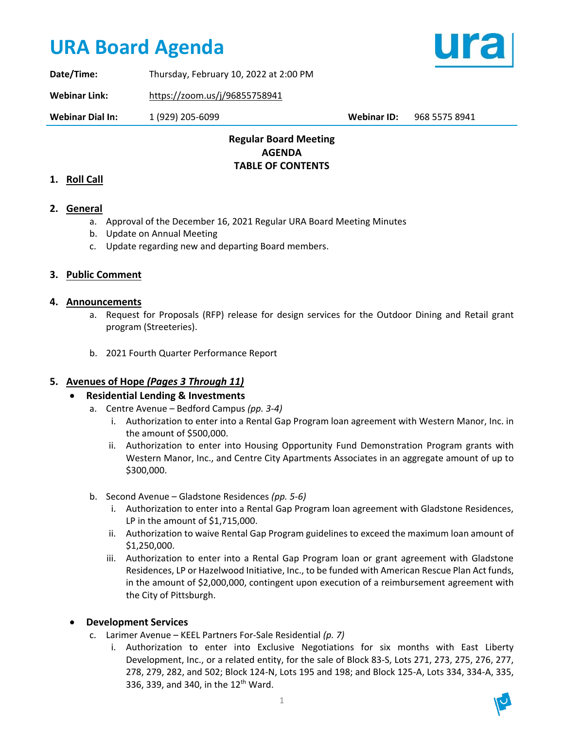# URA Board Agenda

**Date/Time:** Thursday, February 10, 2022 at 2:00 PM

**Webinar Link:** https://zoom.us/j/96855758941

**Webinar Dial In:** 1 (929) 205-6099 **Webinar ID:** 968 5575 8941

**Regular Board Meeting**
**AGENDA**
**TABLE OF CONTENTS**

1. **Roll Call**

2. **General**
   a. Approval of the December 16, 2021 Regular URA Board Meeting Minutes
   b. Update on Annual Meeting
   c. Update regarding new and departing Board members.

3. **Public Comment**

4. **Announcements**
   a. Request for Proposals (RFP) release for design services for the Outdoor Dining and Retail grant program (Streeteries).

   b. 2021 Fourth Quarter Performance Report

5. **Avenues of Hope *(Pages 3 Through 11)***
   - **Residential Lending & Investments**

     a. Centre Avenue – Bedford Campus *(pp. 3-4)*
        i. Authorization to enter into a Rental Gap Program loan agreement with Western Manor, Inc. in the amount of $500,000.
        ii. Authorization to enter into Housing Opportunity Fund Demonstration Program grants with Western Manor, Inc., and Centre City Apartments Associates in an aggregate amount of up to $300,000.

     b. Second Avenue – Gladstone Residences *(pp. 5-6)*
        i. Authorization to enter into a Rental Gap Program loan agreement with Gladstone Residences, LP in the amount of $1,715,000.
        ii. Authorization to waive Rental Gap Program guidelines to exceed the maximum loan amount of $1,250,000.
        iii. Authorization to enter into a Rental Gap Program loan or grant agreement with Gladstone Residences, LP or Hazelwood Initiative, Inc., to be funded with American Rescue Plan Act funds, in the amount of $2,000,000, contingent upon execution of a reimbursement agreement with the City of Pittsburgh.

   - **Development Services**

     c. Larimer Avenue – KEEL Partners For-Sale Residential *(p. 7)*
        i. Authorization to enter into Exclusive Negotiations for six months with East Liberty Development, Inc., or a related entity, for the sale of Block 83-S, Lots 271, 273, 275, 276, 277, 278, 279, 282, and 502; Block 124-N, Lots 195 and 198; and Block 125-A, Lots 334, 334-A, 335, 336, 339, and 340, in the 12th Ward.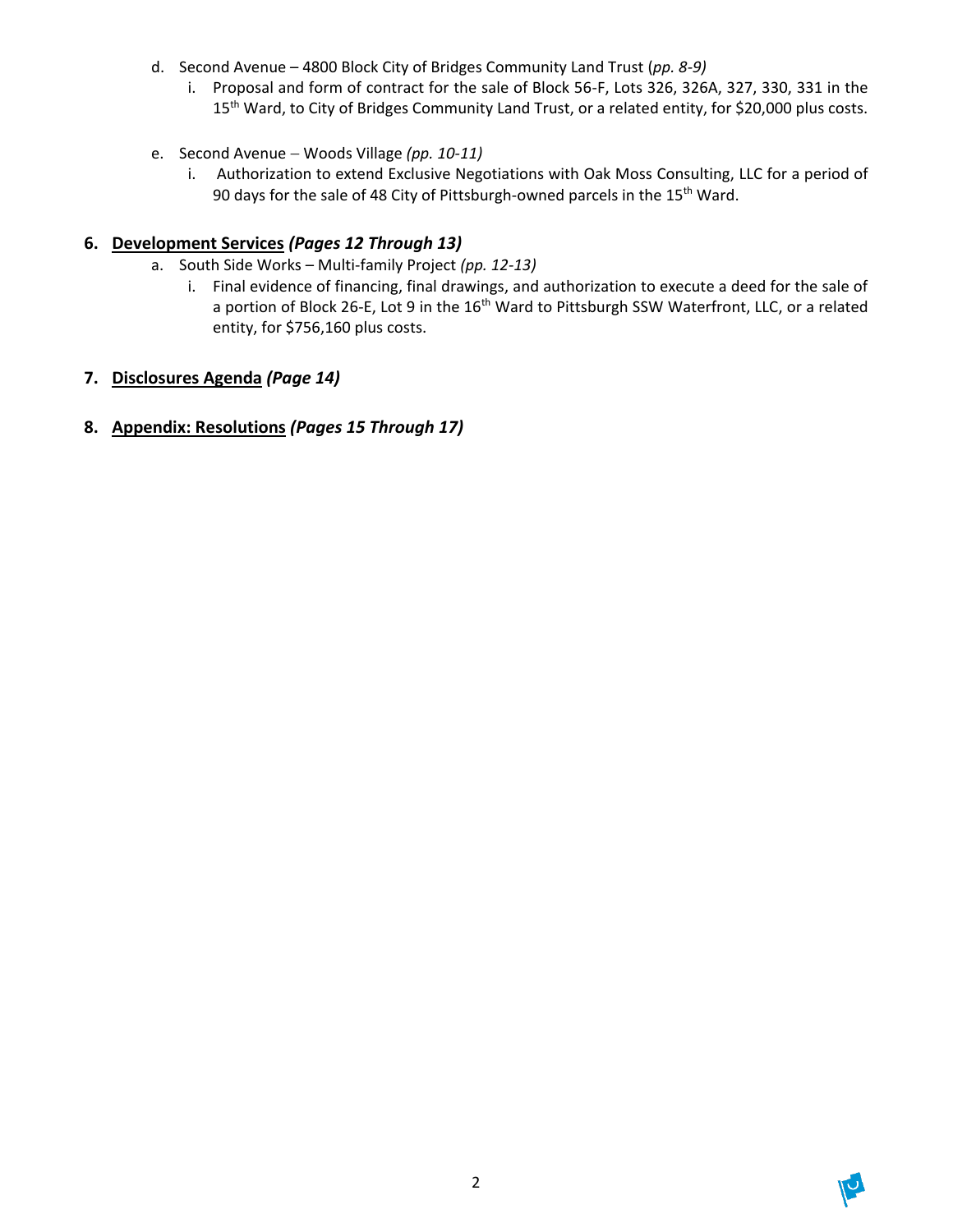d. Second Avenue – 4800 Block City of Bridges Community Land Trust (*pp. 8-9)*
   i. Proposal and form of contract for the sale of Block 56-F, Lots 326, 326A, 327, 330, 331 in the 15th Ward, to City of Bridges Community Land Trust, or a related entity, for $20,000 plus costs.

e. Second Avenue – Woods Village *(pp. 10-11)*
   i. Authorization to extend Exclusive Negotiations with Oak Moss Consulting, LLC for a period of 90 days for the sale of 48 City of Pittsburgh-owned parcels in the 15th Ward.

6. **Development Services** ***(Pages 12 Through 13)***
   a. South Side Works – Multi-family Project *(pp. 12-13)*
      i. Final evidence of financing, final drawings, and authorization to execute a deed for the sale of a portion of Block 26-E, Lot 9 in the 16th Ward to Pittsburgh SSW Waterfront, LLC, or a related entity, for $756,160 plus costs.

7. **Disclosures Agenda** ***(Page 14)***

8. **Appendix: Resolutions** ***(Pages 15 Through 17)***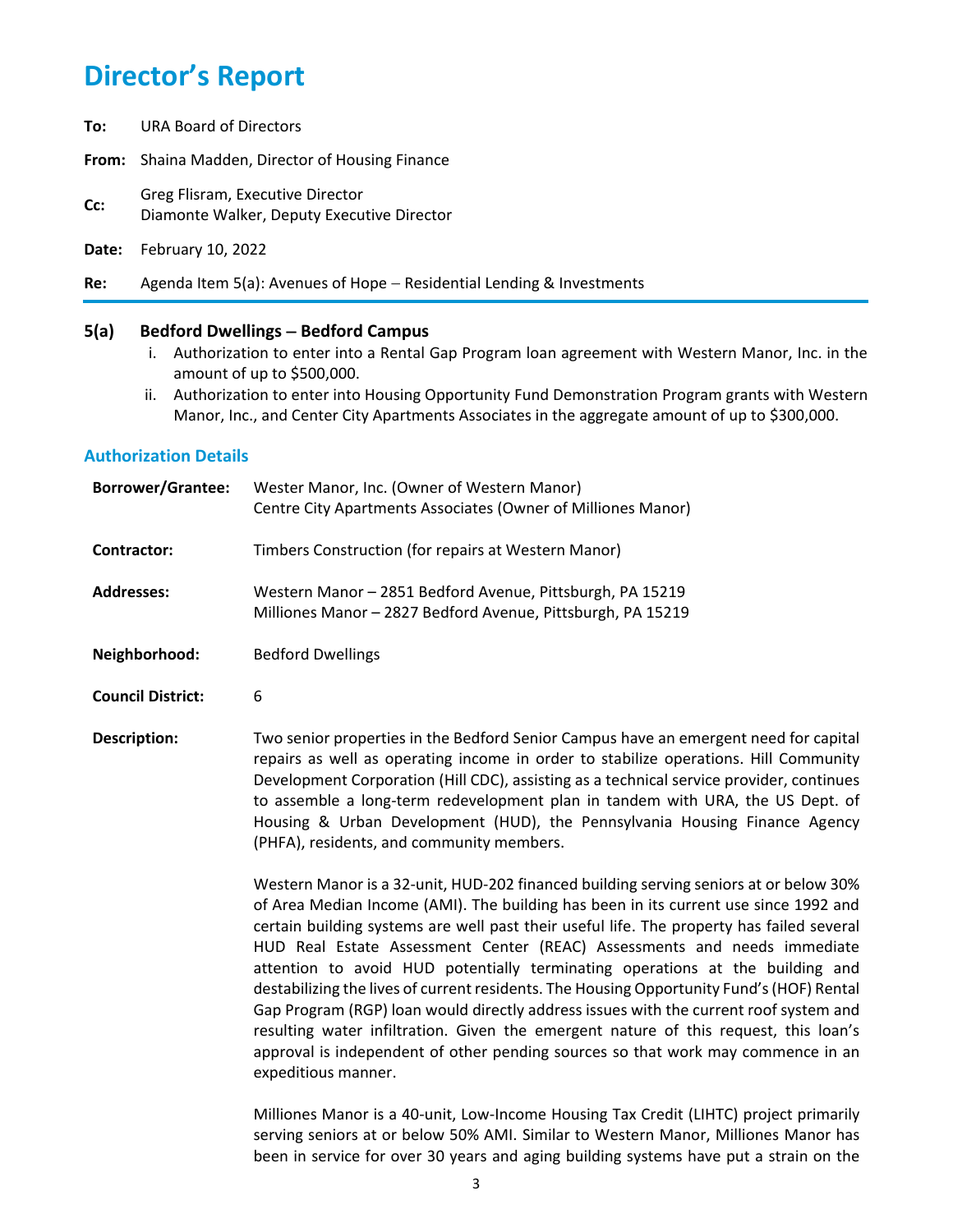# Director's Report

**To:** URA Board of Directors

**From:** Shaina Madden, Director of Housing Finance

**Cc:** Greg Flisram, Executive Director
Diamonte Walker, Deputy Executive Director

**Date:** February 10, 2022

**Re:** Agenda Item 5(a): Avenues of Hope – Residential Lending & Investments

## 5(a) Bedford Dwellings – Bedford Campus

i. Authorization to enter into a Rental Gap Program loan agreement with Western Manor, Inc. in the amount of up to $500,000.

ii. Authorization to enter into Housing Opportunity Fund Demonstration Program grants with Western Manor, Inc., and Center City Apartments Associates in the aggregate amount of up to $300,000.

### Authorization Details

**Borrower/Grantee:** Wester Manor, Inc. (Owner of Western Manor)
Centre City Apartments Associates (Owner of Milliones Manor)

**Contractor:** Timbers Construction (for repairs at Western Manor)

**Addresses:** Western Manor – 2851 Bedford Avenue, Pittsburgh, PA 15219
Milliones Manor – 2827 Bedford Avenue, Pittsburgh, PA 15219

**Neighborhood:** Bedford Dwellings

**Council District:** 6

**Description:** Two senior properties in the Bedford Senior Campus have an emergent need for capital repairs as well as operating income in order to stabilize operations. Hill Community Development Corporation (Hill CDC), assisting as a technical service provider, continues to assemble a long-term redevelopment plan in tandem with URA, the US Dept. of Housing & Urban Development (HUD), the Pennsylvania Housing Finance Agency (PHFA), residents, and community members.

Western Manor is a 32-unit, HUD-202 financed building serving seniors at or below 30% of Area Median Income (AMI). The building has been in its current use since 1992 and certain building systems are well past their useful life. The property has failed several HUD Real Estate Assessment Center (REAC) Assessments and needs immediate attention to avoid HUD potentially terminating operations at the building and destabilizing the lives of current residents. The Housing Opportunity Fund's (HOF) Rental Gap Program (RGP) loan would directly address issues with the current roof system and resulting water infiltration. Given the emergent nature of this request, this loan's approval is independent of other pending sources so that work may commence in an expeditious manner.

Milliones Manor is a 40-unit, Low-Income Housing Tax Credit (LIHTC) project primarily serving seniors at or below 50% AMI. Similar to Western Manor, Milliones Manor has been in service for over 30 years and aging building systems have put a strain on the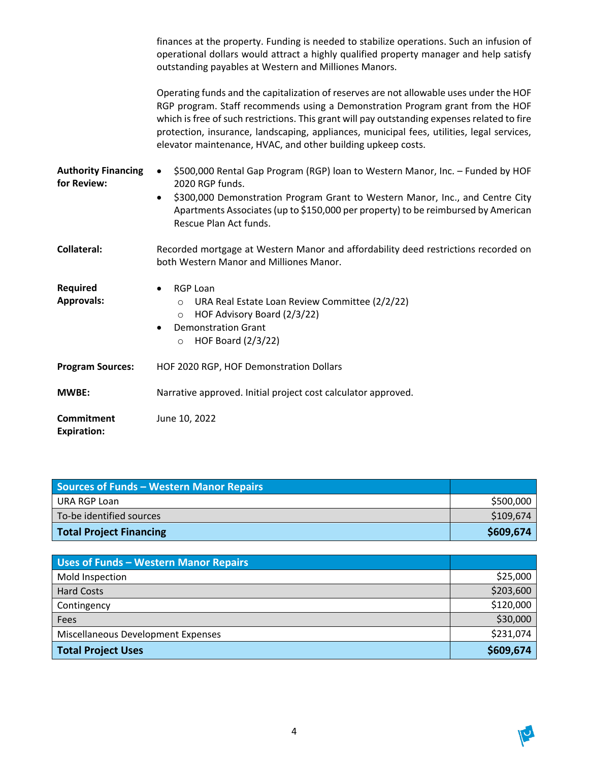finances at the property. Funding is needed to stabilize operations. Such an infusion of operational dollars would attract a highly qualified property manager and help satisfy outstanding payables at Western and Milliones Manors.

Operating funds and the capitalization of reserves are not allowable uses under the HOF RGP program. Staff recommends using a Demonstration Program grant from the HOF which is free of such restrictions. This grant will pay outstanding expenses related to fire protection, insurance, landscaping, appliances, municipal fees, utilities, legal services, elevator maintenance, HVAC, and other building upkeep costs.

**Authority Financing for Review:**

- $500,000 Rental Gap Program (RGP) loan to Western Manor, Inc. – Funded by HOF 2020 RGP funds.
- $300,000 Demonstration Program Grant to Western Manor, Inc., and Centre City Apartments Associates (up to $150,000 per property) to be reimbursed by American Rescue Plan Act funds.

**Collateral:** Recorded mortgage at Western Manor and affordability deed restrictions recorded on both Western Manor and Milliones Manor.

**Required Approvals:**

- RGP Loan
  - URA Real Estate Loan Review Committee (2/2/22)
  - HOF Advisory Board (2/3/22)
- Demonstration Grant
  - HOF Board (2/3/22)

**Program Sources:** HOF 2020 RGP, HOF Demonstration Dollars

**MWBE:** Narrative approved. Initial project cost calculator approved.

**Commitment Expiration:** June 10, 2022

| Sources of Funds – Western Manor Repairs | |
|---|---:|
| URA RGP Loan | $500,000 |
| To-be identified sources | $109,674 |
| **Total Project Financing** | **$609,674** |

| Uses of Funds – Western Manor Repairs | |
|---|---:|
| Mold Inspection | $25,000 |
| Hard Costs | $203,600 |
| Contingency | $120,000 |
| Fees | $30,000 |
| Miscellaneous Development Expenses | $231,074 |
| **Total Project Uses** | **$609,674** |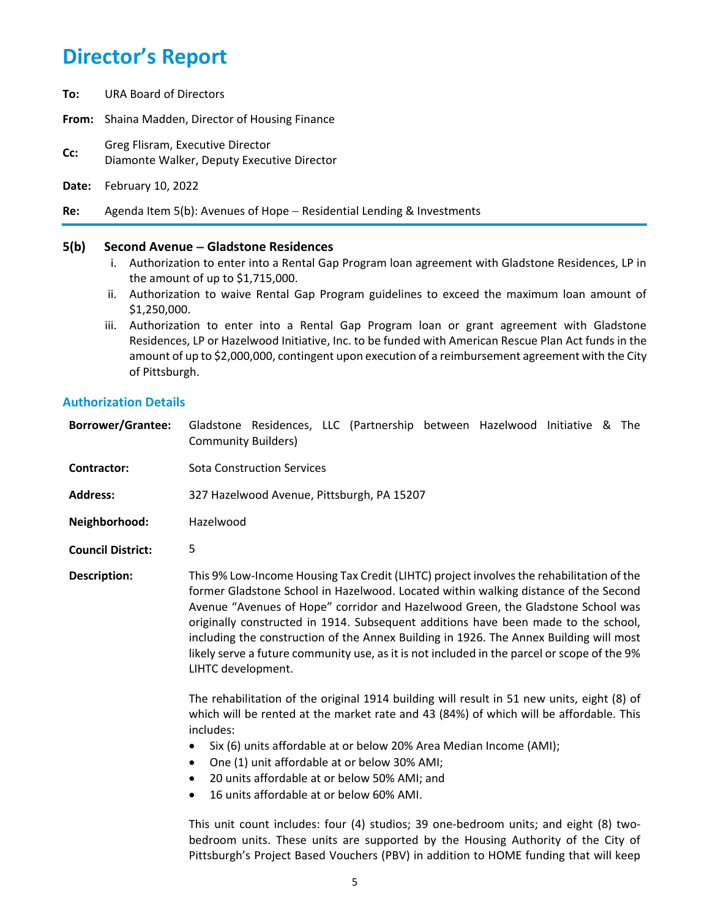# Director's Report

**To:** URA Board of Directors

**From:** Shaina Madden, Director of Housing Finance

**Cc:** Greg Flisram, Executive Director
Diamonte Walker, Deputy Executive Director

**Date:** February 10, 2022

**Re:** Agenda Item 5(b): Avenues of Hope – Residential Lending & Investments

## 5(b) Second Avenue – Gladstone Residences

i. Authorization to enter into a Rental Gap Program loan agreement with Gladstone Residences, LP in the amount of up to $1,715,000.

ii. Authorization to waive Rental Gap Program guidelines to exceed the maximum loan amount of $1,250,000.

iii. Authorization to enter into a Rental Gap Program loan or grant agreement with Gladstone Residences, LP or Hazelwood Initiative, Inc. to be funded with American Rescue Plan Act funds in the amount of up to $2,000,000, contingent upon execution of a reimbursement agreement with the City of Pittsburgh.

### Authorization Details

**Borrower/Grantee:** Gladstone Residences, LLC (Partnership between Hazelwood Initiative & The Community Builders)

**Contractor:** Sota Construction Services

**Address:** 327 Hazelwood Avenue, Pittsburgh, PA 15207

**Neighborhood:** Hazelwood

**Council District:** 5

**Description:** This 9% Low-Income Housing Tax Credit (LIHTC) project involves the rehabilitation of the former Gladstone School in Hazelwood. Located within walking distance of the Second Avenue "Avenues of Hope" corridor and Hazelwood Green, the Gladstone School was originally constructed in 1914. Subsequent additions have been made to the school, including the construction of the Annex Building in 1926. The Annex Building will most likely serve a future community use, as it is not included in the parcel or scope of the 9% LIHTC development.

The rehabilitation of the original 1914 building will result in 51 new units, eight (8) of which will be rented at the market rate and 43 (84%) of which will be affordable. This includes:

- Six (6) units affordable at or below 20% Area Median Income (AMI);
- One (1) unit affordable at or below 30% AMI;
- 20 units affordable at or below 50% AMI; and
- 16 units affordable at or below 60% AMI.

This unit count includes: four (4) studios; 39 one-bedroom units; and eight (8) two-bedroom units. These units are supported by the Housing Authority of the City of Pittsburgh's Project Based Vouchers (PBV) in addition to HOME funding that will keep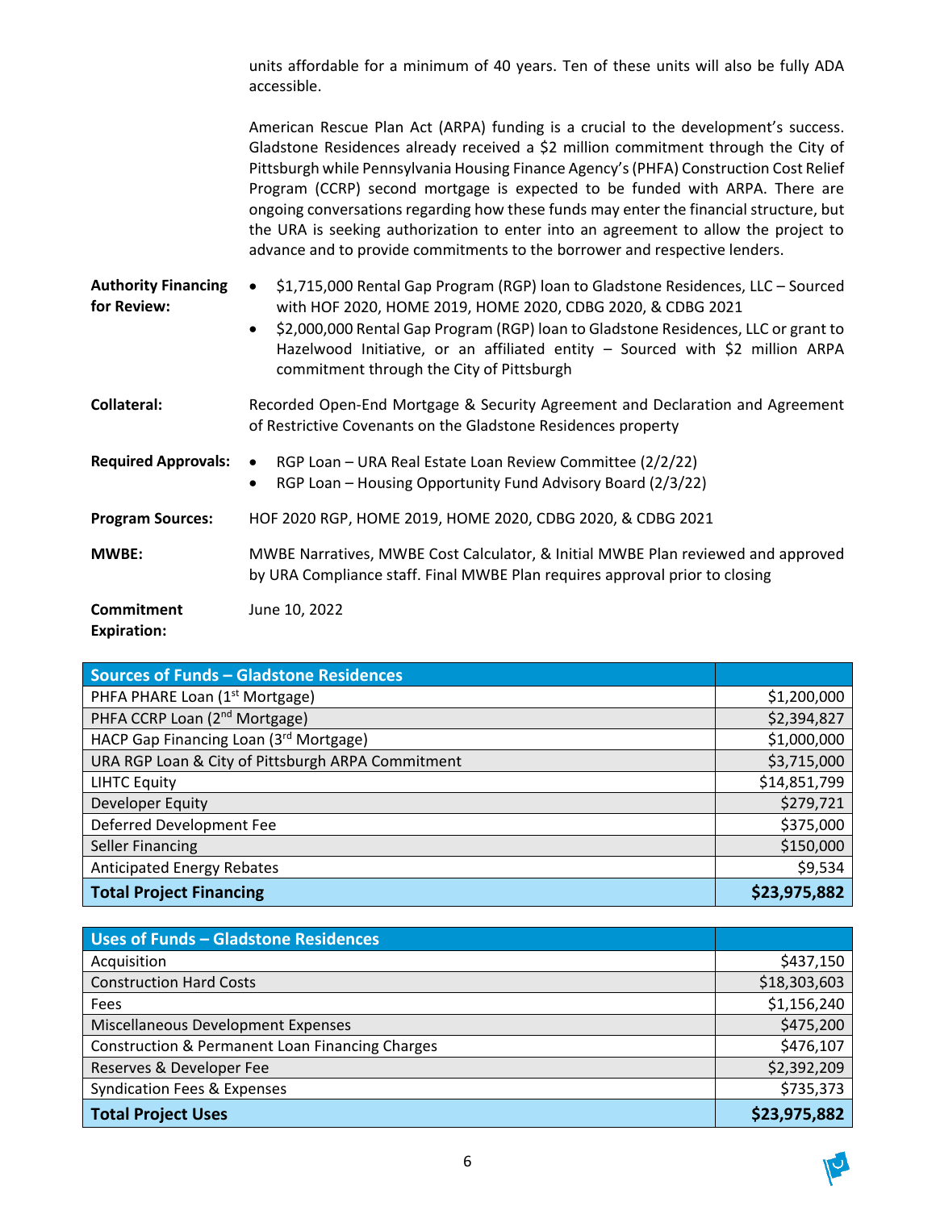units affordable for a minimum of 40 years. Ten of these units will also be fully ADA accessible.

American Rescue Plan Act (ARPA) funding is a crucial to the development's success. Gladstone Residences already received a $2 million commitment through the City of Pittsburgh while Pennsylvania Housing Finance Agency's (PHFA) Construction Cost Relief Program (CCRP) second mortgage is expected to be funded with ARPA. There are ongoing conversations regarding how these funds may enter the financial structure, but the URA is seeking authorization to enter into an agreement to allow the project to advance and to provide commitments to the borrower and respective lenders.

**Authority Financing for Review:**

- $1,715,000 Rental Gap Program (RGP) loan to Gladstone Residences, LLC – Sourced with HOF 2020, HOME 2019, HOME 2020, CDBG 2020, & CDBG 2021
- $2,000,000 Rental Gap Program (RGP) loan to Gladstone Residences, LLC or grant to Hazelwood Initiative, or an affiliated entity – Sourced with $2 million ARPA commitment through the City of Pittsburgh

**Collateral:** Recorded Open-End Mortgage & Security Agreement and Declaration and Agreement of Restrictive Covenants on the Gladstone Residences property

**Required Approvals:**

- RGP Loan – URA Real Estate Loan Review Committee (2/2/22)
- RGP Loan – Housing Opportunity Fund Advisory Board (2/3/22)

**Program Sources:** HOF 2020 RGP, HOME 2019, HOME 2020, CDBG 2020, & CDBG 2021

**MWBE:** MWBE Narratives, MWBE Cost Calculator, & Initial MWBE Plan reviewed and approved by URA Compliance staff. Final MWBE Plan requires approval prior to closing

**Commitment Expiration:** June 10, 2022

| Sources of Funds – Gladstone Residences | |
|---|---:|
| PHFA PHARE Loan (1st Mortgage) | $1,200,000 |
| PHFA CCRP Loan (2nd Mortgage) | $2,394,827 |
| HACP Gap Financing Loan (3rd Mortgage) | $1,000,000 |
| URA RGP Loan & City of Pittsburgh ARPA Commitment | $3,715,000 |
| LIHTC Equity | $14,851,799 |
| Developer Equity | $279,721 |
| Deferred Development Fee | $375,000 |
| Seller Financing | $150,000 |
| Anticipated Energy Rebates | $9,534 |
| **Total Project Financing** | **$23,975,882** |

| Uses of Funds – Gladstone Residences | |
|---|---:|
| Acquisition | $437,150 |
| Construction Hard Costs | $18,303,603 |
| Fees | $1,156,240 |
| Miscellaneous Development Expenses | $475,200 |
| Construction & Permanent Loan Financing Charges | $476,107 |
| Reserves & Developer Fee | $2,392,209 |
| Syndication Fees & Expenses | $735,373 |
| **Total Project Uses** | **$23,975,882** |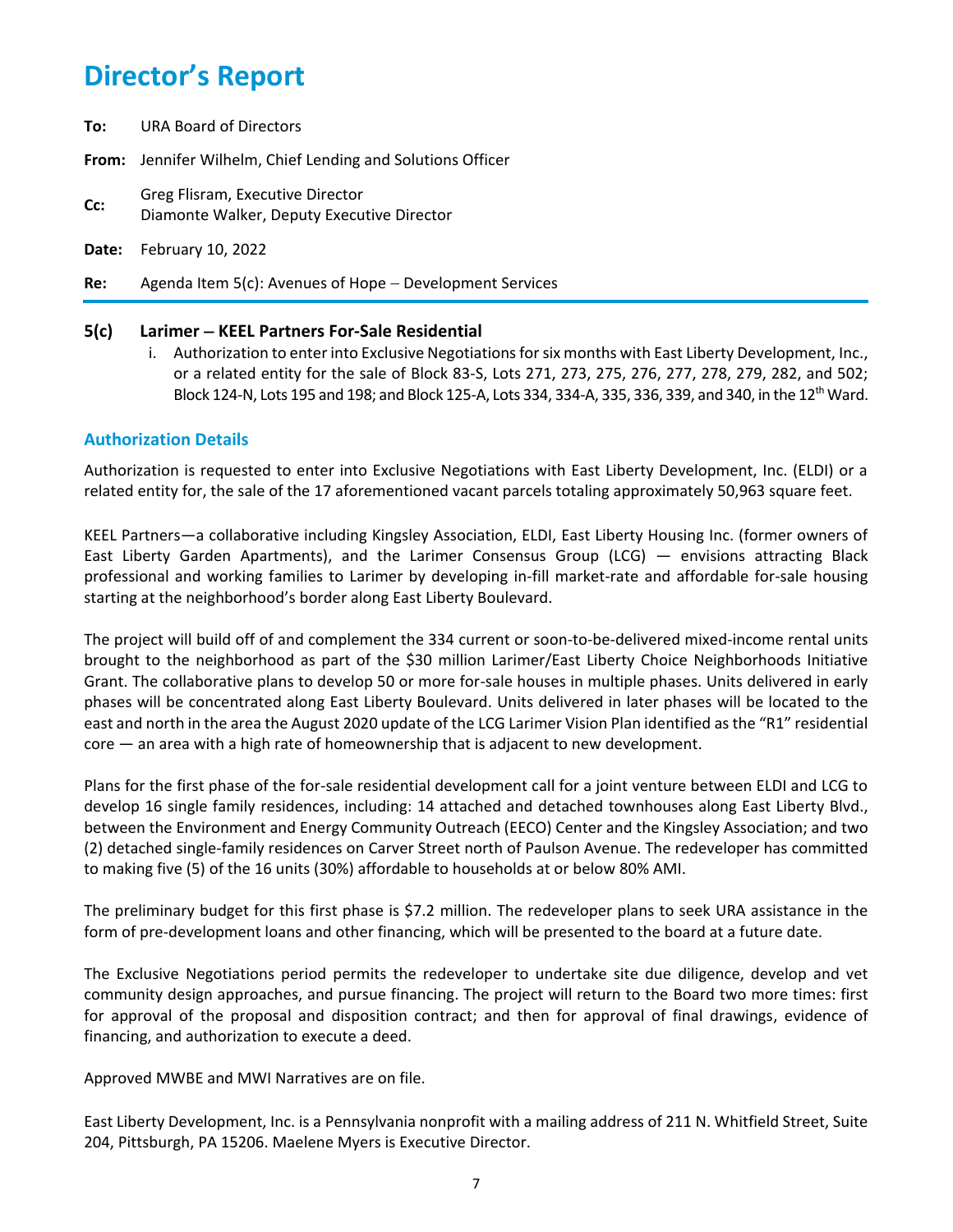# Director's Report

**To:** URA Board of Directors

**From:** Jennifer Wilhelm, Chief Lending and Solutions Officer

**Cc:** Greg Flisram, Executive Director
Diamonte Walker, Deputy Executive Director

**Date:** February 10, 2022

**Re:** Agenda Item 5(c): Avenues of Hope – Development Services

---

### 5(c) Larimer – KEEL Partners For-Sale Residential

i. Authorization to enter into Exclusive Negotiations for six months with East Liberty Development, Inc., or a related entity for the sale of Block 83-S, Lots 271, 273, 275, 276, 277, 278, 279, 282, and 502; Block 124-N, Lots 195 and 198; and Block 125-A, Lots 334, 334-A, 335, 336, 339, and 340, in the 12th Ward.

## Authorization Details

Authorization is requested to enter into Exclusive Negotiations with East Liberty Development, Inc. (ELDI) or a related entity for, the sale of the 17 aforementioned vacant parcels totaling approximately 50,963 square feet.

KEEL Partners—a collaborative including Kingsley Association, ELDI, East Liberty Housing Inc. (former owners of East Liberty Garden Apartments), and the Larimer Consensus Group (LCG) — envisions attracting Black professional and working families to Larimer by developing in-fill market-rate and affordable for-sale housing starting at the neighborhood's border along East Liberty Boulevard.

The project will build off of and complement the 334 current or soon-to-be-delivered mixed-income rental units brought to the neighborhood as part of the $30 million Larimer/East Liberty Choice Neighborhoods Initiative Grant. The collaborative plans to develop 50 or more for-sale houses in multiple phases. Units delivered in early phases will be concentrated along East Liberty Boulevard. Units delivered in later phases will be located to the east and north in the area the August 2020 update of the LCG Larimer Vision Plan identified as the "R1" residential core — an area with a high rate of homeownership that is adjacent to new development.

Plans for the first phase of the for-sale residential development call for a joint venture between ELDI and LCG to develop 16 single family residences, including: 14 attached and detached townhouses along East Liberty Blvd., between the Environment and Energy Community Outreach (EECO) Center and the Kingsley Association; and two (2) detached single-family residences on Carver Street north of Paulson Avenue. The redeveloper has committed to making five (5) of the 16 units (30%) affordable to households at or below 80% AMI.

The preliminary budget for this first phase is $7.2 million. The redeveloper plans to seek URA assistance in the form of pre-development loans and other financing, which will be presented to the board at a future date.

The Exclusive Negotiations period permits the redeveloper to undertake site due diligence, develop and vet community design approaches, and pursue financing. The project will return to the Board two more times: first for approval of the proposal and disposition contract; and then for approval of final drawings, evidence of financing, and authorization to execute a deed.

Approved MWBE and MWI Narratives are on file.

East Liberty Development, Inc. is a Pennsylvania nonprofit with a mailing address of 211 N. Whitfield Street, Suite 204, Pittsburgh, PA 15206. Maelene Myers is Executive Director.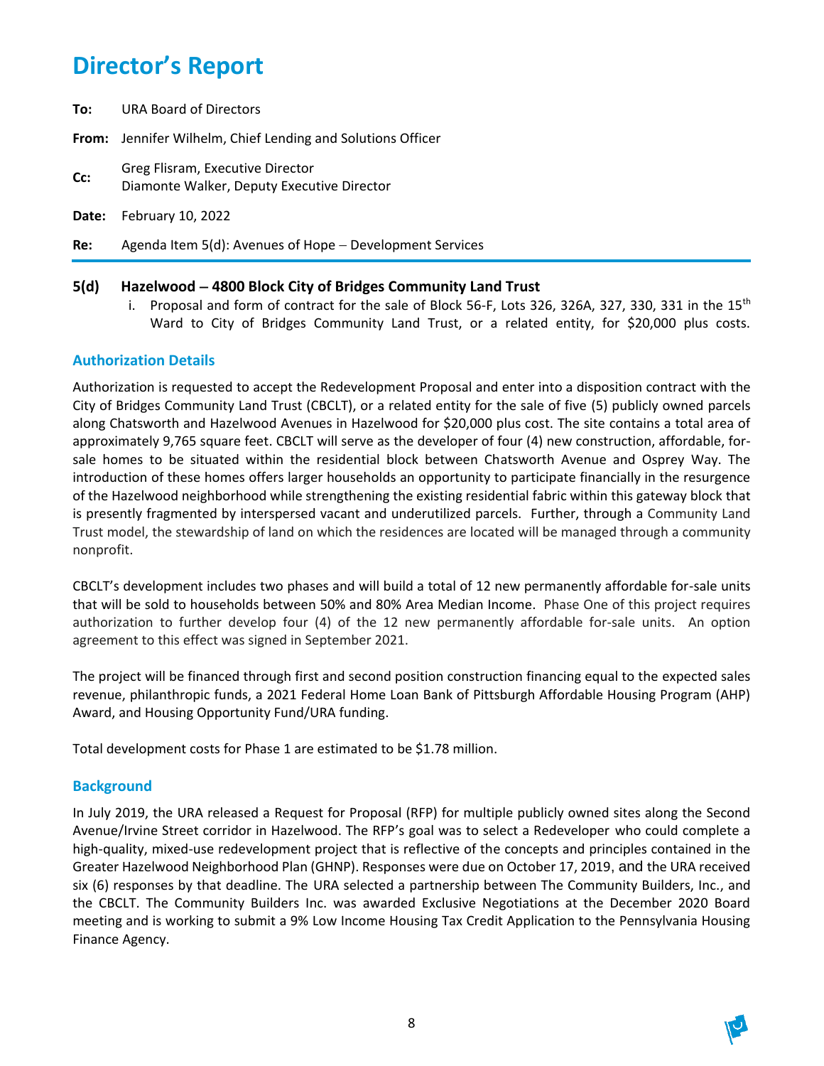# Director's Report

**To:** URA Board of Directors

**From:** Jennifer Wilhelm, Chief Lending and Solutions Officer

**Cc:** Greg Flisram, Executive Director
Diamonte Walker, Deputy Executive Director

**Date:** February 10, 2022

**Re:** Agenda Item 5(d): Avenues of Hope – Development Services

### 5(d) Hazelwood – 4800 Block City of Bridges Community Land Trust

i. Proposal and form of contract for the sale of Block 56-F, Lots 326, 326A, 327, 330, 331 in the 15th Ward to City of Bridges Community Land Trust, or a related entity, for $20,000 plus costs.

## Authorization Details

Authorization is requested to accept the Redevelopment Proposal and enter into a disposition contract with the City of Bridges Community Land Trust (CBCLT), or a related entity for the sale of five (5) publicly owned parcels along Chatsworth and Hazelwood Avenues in Hazelwood for $20,000 plus cost. The site contains a total area of approximately 9,765 square feet. CBCLT will serve as the developer of four (4) new construction, affordable, for-sale homes to be situated within the residential block between Chatsworth Avenue and Osprey Way. The introduction of these homes offers larger households an opportunity to participate financially in the resurgence of the Hazelwood neighborhood while strengthening the existing residential fabric within this gateway block that is presently fragmented by interspersed vacant and underutilized parcels. Further, through a Community Land Trust model, the stewardship of land on which the residences are located will be managed through a community nonprofit.

CBCLT's development includes two phases and will build a total of 12 new permanently affordable for-sale units that will be sold to households between 50% and 80% Area Median Income. Phase One of this project requires authorization to further develop four (4) of the 12 new permanently affordable for-sale units. An option agreement to this effect was signed in September 2021.

The project will be financed through first and second position construction financing equal to the expected sales revenue, philanthropic funds, a 2021 Federal Home Loan Bank of Pittsburgh Affordable Housing Program (AHP) Award, and Housing Opportunity Fund/URA funding.

Total development costs for Phase 1 are estimated to be $1.78 million.

## Background

In July 2019, the URA released a Request for Proposal (RFP) for multiple publicly owned sites along the Second Avenue/Irvine Street corridor in Hazelwood. The RFP's goal was to select a Redeveloper who could complete a high-quality, mixed-use redevelopment project that is reflective of the concepts and principles contained in the Greater Hazelwood Neighborhood Plan (GHNP). Responses were due on October 17, 2019, and the URA received six (6) responses by that deadline. The URA selected a partnership between The Community Builders, Inc., and the CBCLT. The Community Builders Inc. was awarded Exclusive Negotiations at the December 2020 Board meeting and is working to submit a 9% Low Income Housing Tax Credit Application to the Pennsylvania Housing Finance Agency.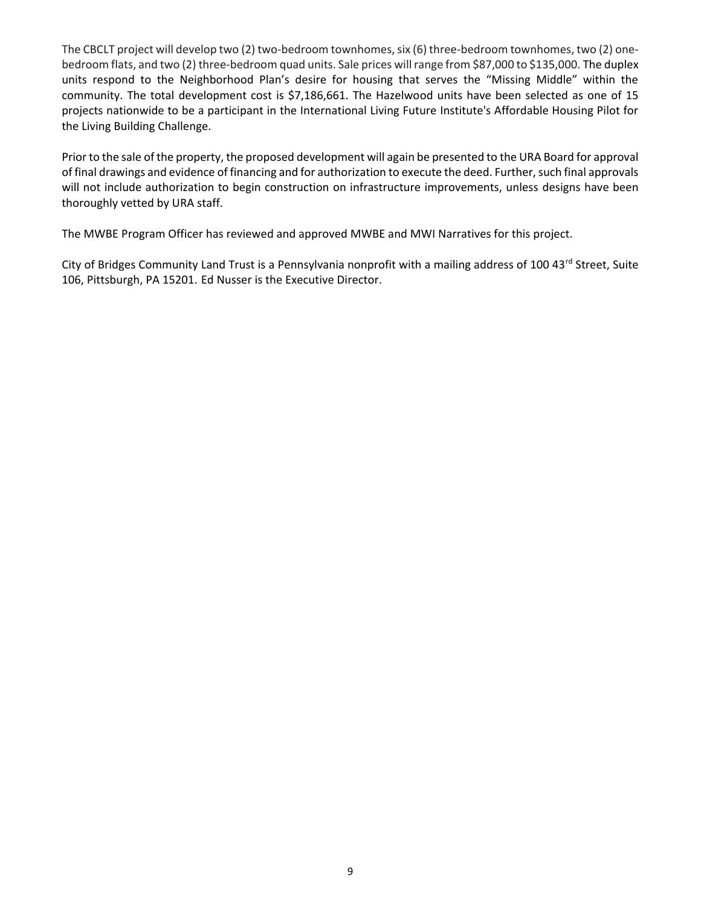The CBCLT project will develop two (2) two-bedroom townhomes, six (6) three-bedroom townhomes, two (2) one-bedroom flats, and two (2) three-bedroom quad units. Sale prices will range from $87,000 to $135,000. The duplex units respond to the Neighborhood Plan's desire for housing that serves the "Missing Middle" within the community. The total development cost is $7,186,661. The Hazelwood units have been selected as one of 15 projects nationwide to be a participant in the International Living Future Institute's Affordable Housing Pilot for the Living Building Challenge.

Prior to the sale of the property, the proposed development will again be presented to the URA Board for approval of final drawings and evidence of financing and for authorization to execute the deed. Further, such final approvals will not include authorization to begin construction on infrastructure improvements, unless designs have been thoroughly vetted by URA staff.

The MWBE Program Officer has reviewed and approved MWBE and MWI Narratives for this project.

City of Bridges Community Land Trust is a Pennsylvania nonprofit with a mailing address of 100 43rd Street, Suite 106, Pittsburgh, PA 15201. Ed Nusser is the Executive Director.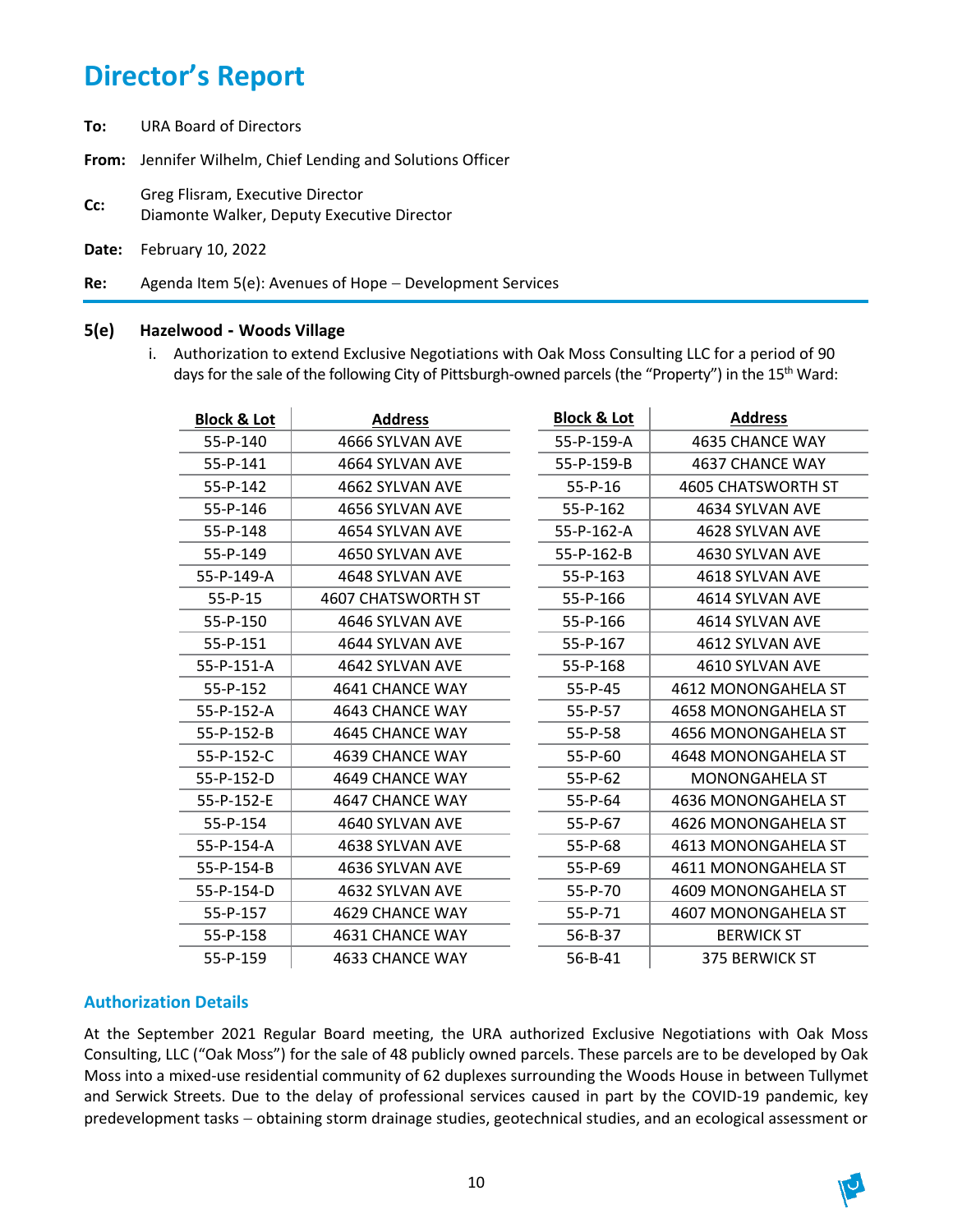# Director's Report

**To:** URA Board of Directors

**From:** Jennifer Wilhelm, Chief Lending and Solutions Officer

**Cc:** Greg Flisram, Executive Director
Diamonte Walker, Deputy Executive Director

**Date:** February 10, 2022

**Re:** Agenda Item 5(e): Avenues of Hope – Development Services

## 5(e) Hazelwood - Woods Village

i. Authorization to extend Exclusive Negotiations with Oak Moss Consulting LLC for a period of 90 days for the sale of the following City of Pittsburgh-owned parcels (the "Property") in the 15th Ward:

| Block & Lot | Address | Block & Lot | Address |
|---|---|---|---|
| 55-P-140 | 4666 SYLVAN AVE | 55-P-159-A | 4635 CHANCE WAY |
| 55-P-141 | 4664 SYLVAN AVE | 55-P-159-B | 4637 CHANCE WAY |
| 55-P-142 | 4662 SYLVAN AVE | 55-P-16 | 4605 CHATSWORTH ST |
| 55-P-146 | 4656 SYLVAN AVE | 55-P-162 | 4634 SYLVAN AVE |
| 55-P-148 | 4654 SYLVAN AVE | 55-P-162-A | 4628 SYLVAN AVE |
| 55-P-149 | 4650 SYLVAN AVE | 55-P-162-B | 4630 SYLVAN AVE |
| 55-P-149-A | 4648 SYLVAN AVE | 55-P-163 | 4618 SYLVAN AVE |
| 55-P-15 | 4607 CHATSWORTH ST | 55-P-166 | 4614 SYLVAN AVE |
| 55-P-150 | 4646 SYLVAN AVE | 55-P-166 | 4614 SYLVAN AVE |
| 55-P-151 | 4644 SYLVAN AVE | 55-P-167 | 4612 SYLVAN AVE |
| 55-P-151-A | 4642 SYLVAN AVE | 55-P-168 | 4610 SYLVAN AVE |
| 55-P-152 | 4641 CHANCE WAY | 55-P-45 | 4612 MONONGAHELA ST |
| 55-P-152-A | 4643 CHANCE WAY | 55-P-57 | 4658 MONONGAHELA ST |
| 55-P-152-B | 4645 CHANCE WAY | 55-P-58 | 4656 MONONGAHELA ST |
| 55-P-152-C | 4639 CHANCE WAY | 55-P-60 | 4648 MONONGAHELA ST |
| 55-P-152-D | 4649 CHANCE WAY | 55-P-62 | MONONGAHELA ST |
| 55-P-152-E | 4647 CHANCE WAY | 55-P-64 | 4636 MONONGAHELA ST |
| 55-P-154 | 4640 SYLVAN AVE | 55-P-67 | 4626 MONONGAHELA ST |
| 55-P-154-A | 4638 SYLVAN AVE | 55-P-68 | 4613 MONONGAHELA ST |
| 55-P-154-B | 4636 SYLVAN AVE | 55-P-69 | 4611 MONONGAHELA ST |
| 55-P-154-D | 4632 SYLVAN AVE | 55-P-70 | 4609 MONONGAHELA ST |
| 55-P-157 | 4629 CHANCE WAY | 55-P-71 | 4607 MONONGAHELA ST |
| 55-P-158 | 4631 CHANCE WAY | 56-B-37 | BERWICK ST |
| 55-P-159 | 4633 CHANCE WAY | 56-B-41 | 375 BERWICK ST |

### Authorization Details

At the September 2021 Regular Board meeting, the URA authorized Exclusive Negotiations with Oak Moss Consulting, LLC ("Oak Moss") for the sale of 48 publicly owned parcels. These parcels are to be developed by Oak Moss into a mixed-use residential community of 62 duplexes surrounding the Woods House in between Tullymet and Serwick Streets. Due to the delay of professional services caused in part by the COVID-19 pandemic, key predevelopment tasks – obtaining storm drainage studies, geotechnical studies, and an ecological assessment or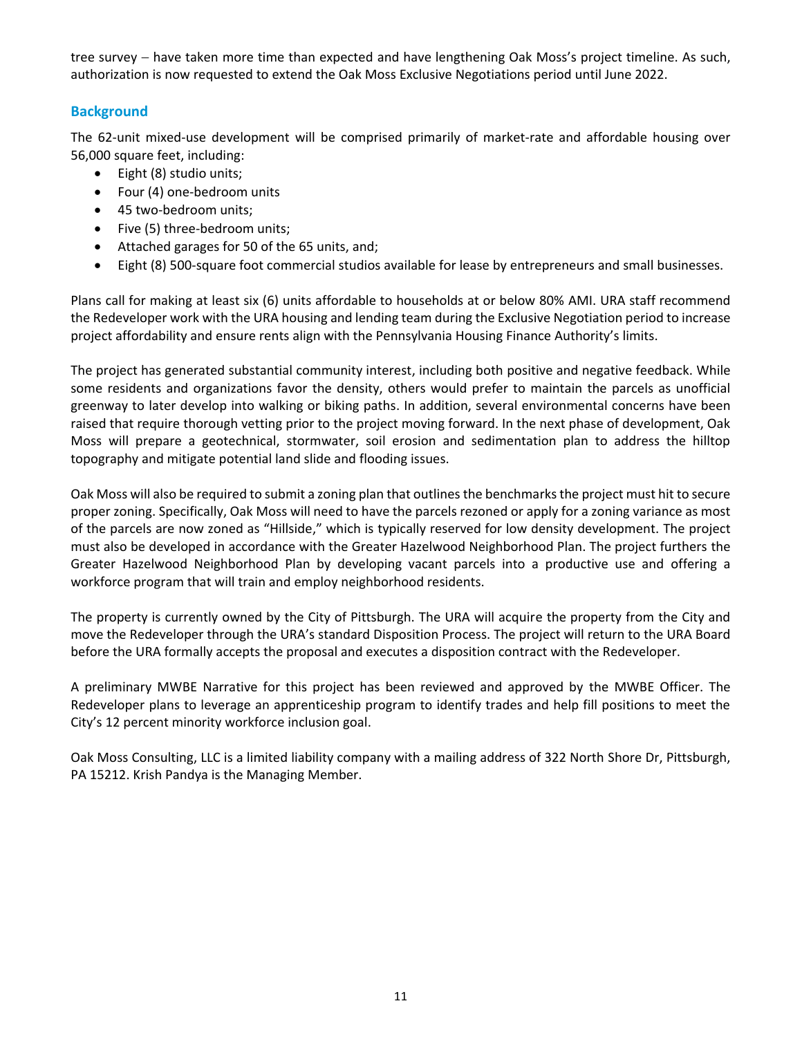tree survey – have taken more time than expected and have lengthening Oak Moss's project timeline. As such, authorization is now requested to extend the Oak Moss Exclusive Negotiations period until June 2022.

## Background

The 62-unit mixed-use development will be comprised primarily of market-rate and affordable housing over 56,000 square feet, including:

- Eight (8) studio units;
- Four (4) one-bedroom units
- 45 two-bedroom units;
- Five (5) three-bedroom units;
- Attached garages for 50 of the 65 units, and;
- Eight (8) 500-square foot commercial studios available for lease by entrepreneurs and small businesses.

Plans call for making at least six (6) units affordable to households at or below 80% AMI. URA staff recommend the Redeveloper work with the URA housing and lending team during the Exclusive Negotiation period to increase project affordability and ensure rents align with the Pennsylvania Housing Finance Authority's limits.

The project has generated substantial community interest, including both positive and negative feedback. While some residents and organizations favor the density, others would prefer to maintain the parcels as unofficial greenway to later develop into walking or biking paths. In addition, several environmental concerns have been raised that require thorough vetting prior to the project moving forward. In the next phase of development, Oak Moss will prepare a geotechnical, stormwater, soil erosion and sedimentation plan to address the hilltop topography and mitigate potential land slide and flooding issues.

Oak Moss will also be required to submit a zoning plan that outlines the benchmarks the project must hit to secure proper zoning. Specifically, Oak Moss will need to have the parcels rezoned or apply for a zoning variance as most of the parcels are now zoned as "Hillside," which is typically reserved for low density development. The project must also be developed in accordance with the Greater Hazelwood Neighborhood Plan. The project furthers the Greater Hazelwood Neighborhood Plan by developing vacant parcels into a productive use and offering a workforce program that will train and employ neighborhood residents.

The property is currently owned by the City of Pittsburgh. The URA will acquire the property from the City and move the Redeveloper through the URA's standard Disposition Process. The project will return to the URA Board before the URA formally accepts the proposal and executes a disposition contract with the Redeveloper.

A preliminary MWBE Narrative for this project has been reviewed and approved by the MWBE Officer. The Redeveloper plans to leverage an apprenticeship program to identify trades and help fill positions to meet the City's 12 percent minority workforce inclusion goal.

Oak Moss Consulting, LLC is a limited liability company with a mailing address of 322 North Shore Dr, Pittsburgh, PA 15212. Krish Pandya is the Managing Member.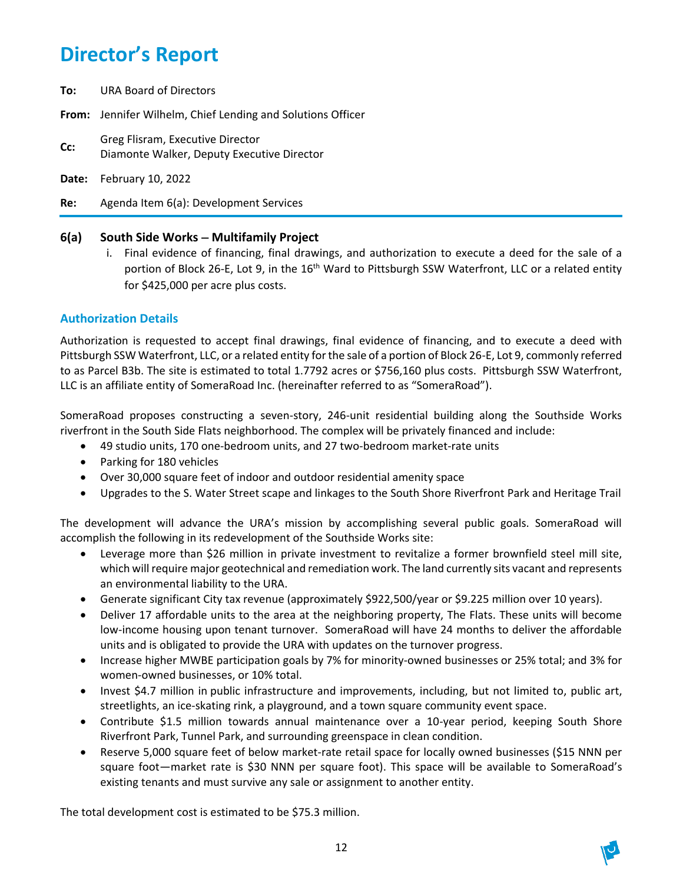# Director's Report

**To:** URA Board of Directors

**From:** Jennifer Wilhelm, Chief Lending and Solutions Officer

**Cc:** Greg Flisram, Executive Director
Diamonte Walker, Deputy Executive Director

**Date:** February 10, 2022

**Re:** Agenda Item 6(a): Development Services

---

### 6(a) South Side Works – Multifamily Project

i. Final evidence of financing, final drawings, and authorization to execute a deed for the sale of a portion of Block 26-E, Lot 9, in the 16th Ward to Pittsburgh SSW Waterfront, LLC or a related entity for $425,000 per acre plus costs.

## Authorization Details

Authorization is requested to accept final drawings, final evidence of financing, and to execute a deed with Pittsburgh SSW Waterfront, LLC, or a related entity for the sale of a portion of Block 26-E, Lot 9, commonly referred to as Parcel B3b. The site is estimated to total 1.7792 acres or $756,160 plus costs. Pittsburgh SSW Waterfront, LLC is an affiliate entity of SomeraRoad Inc. (hereinafter referred to as "SomeraRoad").

SomeraRoad proposes constructing a seven-story, 246-unit residential building along the Southside Works riverfront in the South Side Flats neighborhood. The complex will be privately financed and include:

- 49 studio units, 170 one-bedroom units, and 27 two-bedroom market-rate units
- Parking for 180 vehicles
- Over 30,000 square feet of indoor and outdoor residential amenity space
- Upgrades to the S. Water Street scape and linkages to the South Shore Riverfront Park and Heritage Trail

The development will advance the URA's mission by accomplishing several public goals. SomeraRoad will accomplish the following in its redevelopment of the Southside Works site:

- Leverage more than $26 million in private investment to revitalize a former brownfield steel mill site, which will require major geotechnical and remediation work. The land currently sits vacant and represents an environmental liability to the URA.
- Generate significant City tax revenue (approximately $922,500/year or $9.225 million over 10 years).
- Deliver 17 affordable units to the area at the neighboring property, The Flats. These units will become low-income housing upon tenant turnover. SomeraRoad will have 24 months to deliver the affordable units and is obligated to provide the URA with updates on the turnover progress.
- Increase higher MWBE participation goals by 7% for minority-owned businesses or 25% total; and 3% for women-owned businesses, or 10% total.
- Invest $4.7 million in public infrastructure and improvements, including, but not limited to, public art, streetlights, an ice-skating rink, a playground, and a town square community event space.
- Contribute $1.5 million towards annual maintenance over a 10-year period, keeping South Shore Riverfront Park, Tunnel Park, and surrounding greenspace in clean condition.
- Reserve 5,000 square feet of below market-rate retail space for locally owned businesses ($15 NNN per square foot—market rate is $30 NNN per square foot). This space will be available to SomeraRoad's existing tenants and must survive any sale or assignment to another entity.

The total development cost is estimated to be $75.3 million.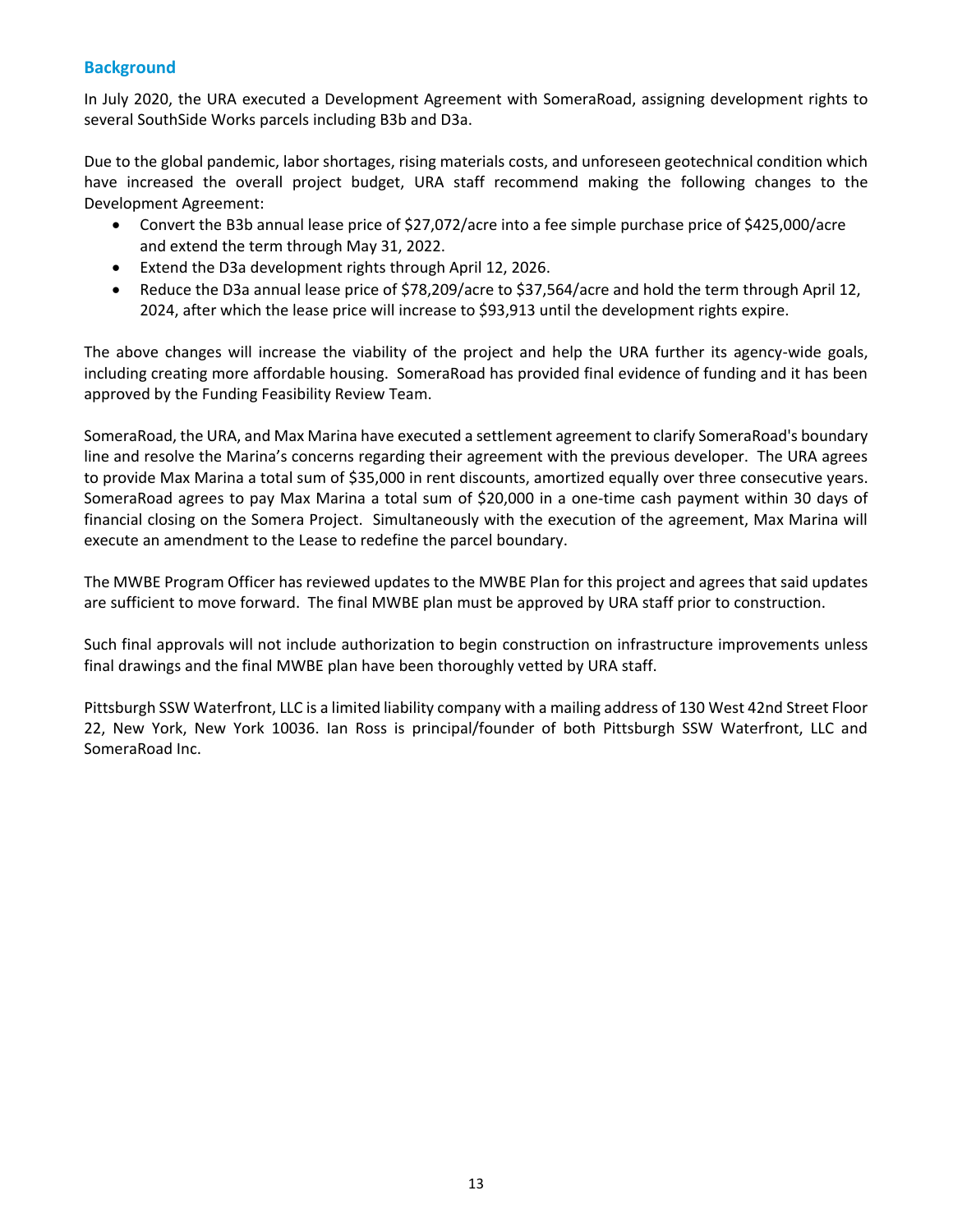## Background

In July 2020, the URA executed a Development Agreement with SomeraRoad, assigning development rights to several SouthSide Works parcels including B3b and D3a.

Due to the global pandemic, labor shortages, rising materials costs, and unforeseen geotechnical condition which have increased the overall project budget, URA staff recommend making the following changes to the Development Agreement:

- Convert the B3b annual lease price of $27,072/acre into a fee simple purchase price of $425,000/acre and extend the term through May 31, 2022.
- Extend the D3a development rights through April 12, 2026.
- Reduce the D3a annual lease price of $78,209/acre to $37,564/acre and hold the term through April 12, 2024, after which the lease price will increase to $93,913 until the development rights expire.

The above changes will increase the viability of the project and help the URA further its agency-wide goals, including creating more affordable housing. SomeraRoad has provided final evidence of funding and it has been approved by the Funding Feasibility Review Team.

SomeraRoad, the URA, and Max Marina have executed a settlement agreement to clarify SomeraRoad's boundary line and resolve the Marina's concerns regarding their agreement with the previous developer. The URA agrees to provide Max Marina a total sum of $35,000 in rent discounts, amortized equally over three consecutive years. SomeraRoad agrees to pay Max Marina a total sum of $20,000 in a one-time cash payment within 30 days of financial closing on the Somera Project. Simultaneously with the execution of the agreement, Max Marina will execute an amendment to the Lease to redefine the parcel boundary.

The MWBE Program Officer has reviewed updates to the MWBE Plan for this project and agrees that said updates are sufficient to move forward. The final MWBE plan must be approved by URA staff prior to construction.

Such final approvals will not include authorization to begin construction on infrastructure improvements unless final drawings and the final MWBE plan have been thoroughly vetted by URA staff.

Pittsburgh SSW Waterfront, LLC is a limited liability company with a mailing address of 130 West 42nd Street Floor 22, New York, New York 10036. Ian Ross is principal/founder of both Pittsburgh SSW Waterfront, LLC and SomeraRoad Inc.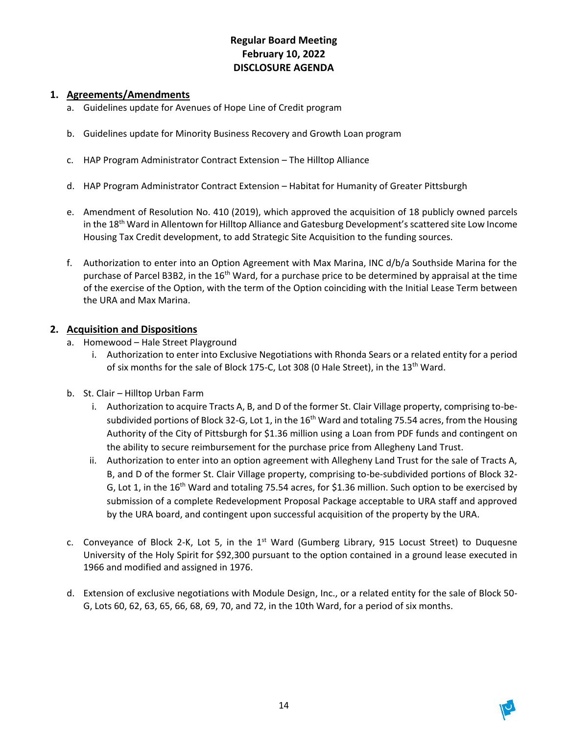**Regular Board Meeting**
**February 10, 2022**
**DISCLOSURE AGENDA**

1. **Agreements/Amendments**
   a. Guidelines update for Avenues of Hope Line of Credit program

   b. Guidelines update for Minority Business Recovery and Growth Loan program

   c. HAP Program Administrator Contract Extension – The Hilltop Alliance

   d. HAP Program Administrator Contract Extension – Habitat for Humanity of Greater Pittsburgh

   e. Amendment of Resolution No. 410 (2019), which approved the acquisition of 18 publicly owned parcels in the 18th Ward in Allentown for Hilltop Alliance and Gatesburg Development's scattered site Low Income Housing Tax Credit development, to add Strategic Site Acquisition to the funding sources.

   f. Authorization to enter into an Option Agreement with Max Marina, INC d/b/a Southside Marina for the purchase of Parcel B3B2, in the 16th Ward, for a purchase price to be determined by appraisal at the time of the exercise of the Option, with the term of the Option coinciding with the Initial Lease Term between the URA and Max Marina.

2. **Acquisition and Dispositions**
   a. Homewood – Hale Street Playground
      i. Authorization to enter into Exclusive Negotiations with Rhonda Sears or a related entity for a period of six months for the sale of Block 175-C, Lot 308 (0 Hale Street), in the 13th Ward.

   b. St. Clair – Hilltop Urban Farm
      i. Authorization to acquire Tracts A, B, and D of the former St. Clair Village property, comprising to-be-subdivided portions of Block 32-G, Lot 1, in the 16th Ward and totaling 75.54 acres, from the Housing Authority of the City of Pittsburgh for $1.36 million using a Loan from PDF funds and contingent on the ability to secure reimbursement for the purchase price from Allegheny Land Trust.
      ii. Authorization to enter into an option agreement with Allegheny Land Trust for the sale of Tracts A, B, and D of the former St. Clair Village property, comprising to-be-subdivided portions of Block 32-G, Lot 1, in the 16th Ward and totaling 75.54 acres, for $1.36 million. Such option to be exercised by submission of a complete Redevelopment Proposal Package acceptable to URA staff and approved by the URA board, and contingent upon successful acquisition of the property by the URA.

   c. Conveyance of Block 2-K, Lot 5, in the 1st Ward (Gumberg Library, 915 Locust Street) to Duquesne University of the Holy Spirit for $92,300 pursuant to the option contained in a ground lease executed in 1966 and modified and assigned in 1976.

   d. Extension of exclusive negotiations with Module Design, Inc., or a related entity for the sale of Block 50-G, Lots 60, 62, 63, 65, 66, 68, 69, 70, and 72, in the 10th Ward, for a period of six months.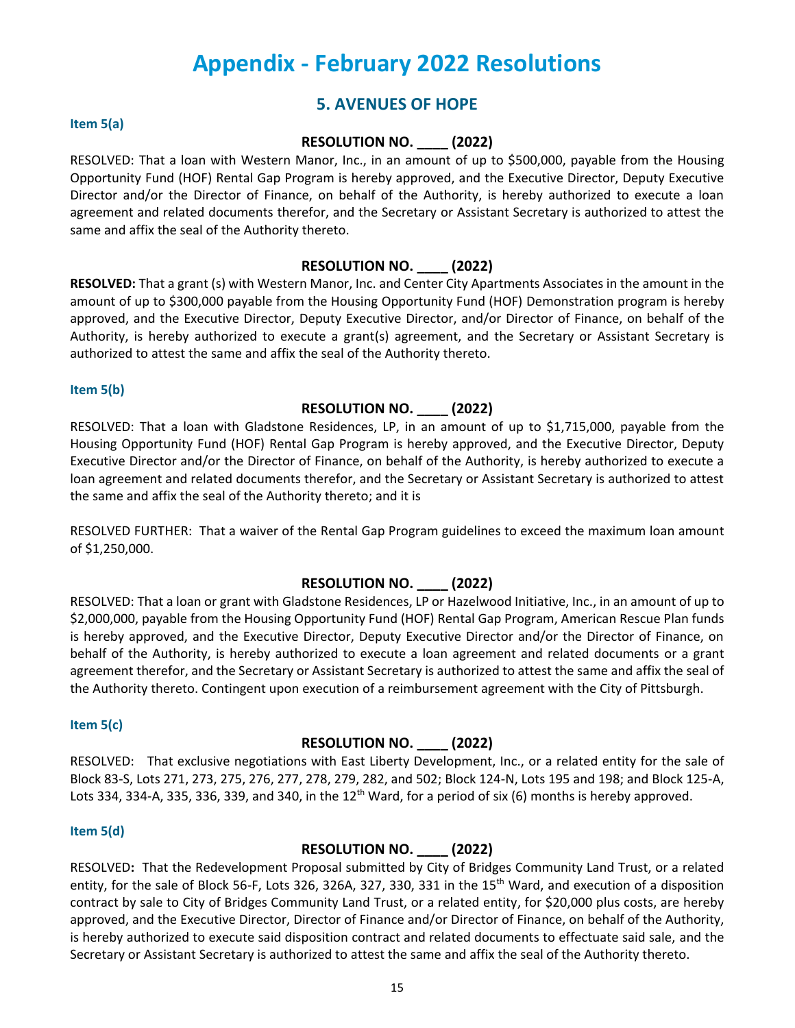# Appendix - February 2022 Resolutions

## 5. AVENUES OF HOPE

**Item 5(a)**

**RESOLUTION NO. ____ (2022)**

RESOLVED: That a loan with Western Manor, Inc., in an amount of up to $500,000, payable from the Housing Opportunity Fund (HOF) Rental Gap Program is hereby approved, and the Executive Director, Deputy Executive Director and/or the Director of Finance, on behalf of the Authority, is hereby authorized to execute a loan agreement and related documents therefor, and the Secretary or Assistant Secretary is authorized to attest the same and affix the seal of the Authority thereto.

**RESOLUTION NO. ____ (2022)**

**RESOLVED:** That a grant (s) with Western Manor, Inc. and Center City Apartments Associates in the amount in the amount of up to $300,000 payable from the Housing Opportunity Fund (HOF) Demonstration program is hereby approved, and the Executive Director, Deputy Executive Director, and/or Director of Finance, on behalf of the Authority, is hereby authorized to execute a grant(s) agreement, and the Secretary or Assistant Secretary is authorized to attest the same and affix the seal of the Authority thereto.

**Item 5(b)**

**RESOLUTION NO. ____ (2022)**

RESOLVED: That a loan with Gladstone Residences, LP, in an amount of up to $1,715,000, payable from the Housing Opportunity Fund (HOF) Rental Gap Program is hereby approved, and the Executive Director, Deputy Executive Director and/or the Director of Finance, on behalf of the Authority, is hereby authorized to execute a loan agreement and related documents therefor, and the Secretary or Assistant Secretary is authorized to attest the same and affix the seal of the Authority thereto; and it is

RESOLVED FURTHER: That a waiver of the Rental Gap Program guidelines to exceed the maximum loan amount of $1,250,000.

**RESOLUTION NO. ____ (2022)**

RESOLVED: That a loan or grant with Gladstone Residences, LP or Hazelwood Initiative, Inc., in an amount of up to $2,000,000, payable from the Housing Opportunity Fund (HOF) Rental Gap Program, American Rescue Plan funds is hereby approved, and the Executive Director, Deputy Executive Director and/or the Director of Finance, on behalf of the Authority, is hereby authorized to execute a loan agreement and related documents or a grant agreement therefor, and the Secretary or Assistant Secretary is authorized to attest the same and affix the seal of the Authority thereto. Contingent upon execution of a reimbursement agreement with the City of Pittsburgh.

**Item 5(c)**

**RESOLUTION NO. ____ (2022)**

RESOLVED: That exclusive negotiations with East Liberty Development, Inc., or a related entity for the sale of Block 83-S, Lots 271, 273, 275, 276, 277, 278, 279, 282, and 502; Block 124-N, Lots 195 and 198; and Block 125-A, Lots 334, 334-A, 335, 336, 339, and 340, in the 12th Ward, for a period of six (6) months is hereby approved.

**Item 5(d)**

**RESOLUTION NO. ____ (2022)**

RESOLVED**:** That the Redevelopment Proposal submitted by City of Bridges Community Land Trust, or a related entity, for the sale of Block 56-F, Lots 326, 326A, 327, 330, 331 in the 15th Ward, and execution of a disposition contract by sale to City of Bridges Community Land Trust, or a related entity, for $20,000 plus costs, are hereby approved, and the Executive Director, Director of Finance and/or Director of Finance, on behalf of the Authority, is hereby authorized to execute said disposition contract and related documents to effectuate said sale, and the Secretary or Assistant Secretary is authorized to attest the same and affix the seal of the Authority thereto.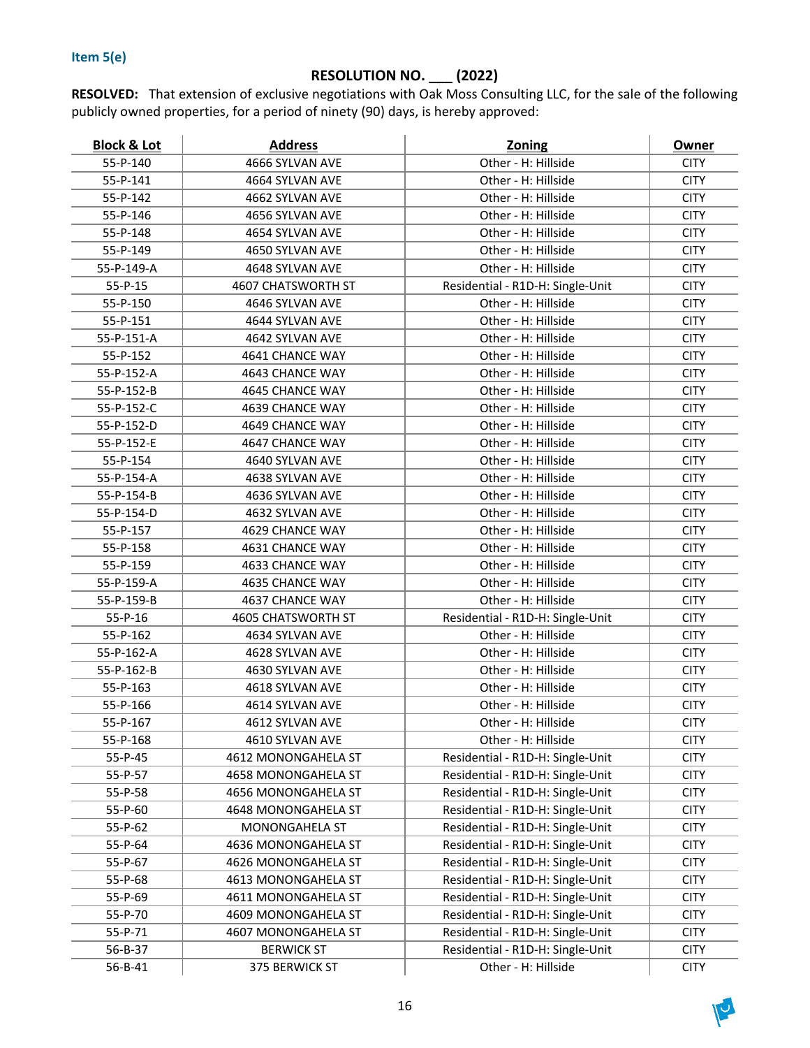Item 5(e)

## RESOLUTION NO. ___ (2022)

**RESOLVED:** That extension of exclusive negotiations with Oak Moss Consulting LLC, for the sale of the following publicly owned properties, for a period of ninety (90) days, is hereby approved:

| Block & Lot | Address | Zoning | Owner |
|---|---|---|---|
| 55-P-140 | 4666 SYLVAN AVE | Other - H: Hillside | CITY |
| 55-P-141 | 4664 SYLVAN AVE | Other - H: Hillside | CITY |
| 55-P-142 | 4662 SYLVAN AVE | Other - H: Hillside | CITY |
| 55-P-146 | 4656 SYLVAN AVE | Other - H: Hillside | CITY |
| 55-P-148 | 4654 SYLVAN AVE | Other - H: Hillside | CITY |
| 55-P-149 | 4650 SYLVAN AVE | Other - H: Hillside | CITY |
| 55-P-149-A | 4648 SYLVAN AVE | Other - H: Hillside | CITY |
| 55-P-15 | 4607 CHATSWORTH ST | Residential - R1D-H: Single-Unit | CITY |
| 55-P-150 | 4646 SYLVAN AVE | Other - H: Hillside | CITY |
| 55-P-151 | 4644 SYLVAN AVE | Other - H: Hillside | CITY |
| 55-P-151-A | 4642 SYLVAN AVE | Other - H: Hillside | CITY |
| 55-P-152 | 4641 CHANCE WAY | Other - H: Hillside | CITY |
| 55-P-152-A | 4643 CHANCE WAY | Other - H: Hillside | CITY |
| 55-P-152-B | 4645 CHANCE WAY | Other - H: Hillside | CITY |
| 55-P-152-C | 4639 CHANCE WAY | Other - H: Hillside | CITY |
| 55-P-152-D | 4649 CHANCE WAY | Other - H: Hillside | CITY |
| 55-P-152-E | 4647 CHANCE WAY | Other - H: Hillside | CITY |
| 55-P-154 | 4640 SYLVAN AVE | Other - H: Hillside | CITY |
| 55-P-154-A | 4638 SYLVAN AVE | Other - H: Hillside | CITY |
| 55-P-154-B | 4636 SYLVAN AVE | Other - H: Hillside | CITY |
| 55-P-154-D | 4632 SYLVAN AVE | Other - H: Hillside | CITY |
| 55-P-157 | 4629 CHANCE WAY | Other - H: Hillside | CITY |
| 55-P-158 | 4631 CHANCE WAY | Other - H: Hillside | CITY |
| 55-P-159 | 4633 CHANCE WAY | Other - H: Hillside | CITY |
| 55-P-159-A | 4635 CHANCE WAY | Other - H: Hillside | CITY |
| 55-P-159-B | 4637 CHANCE WAY | Other - H: Hillside | CITY |
| 55-P-16 | 4605 CHATSWORTH ST | Residential - R1D-H: Single-Unit | CITY |
| 55-P-162 | 4634 SYLVAN AVE | Other - H: Hillside | CITY |
| 55-P-162-A | 4628 SYLVAN AVE | Other - H: Hillside | CITY |
| 55-P-162-B | 4630 SYLVAN AVE | Other - H: Hillside | CITY |
| 55-P-163 | 4618 SYLVAN AVE | Other - H: Hillside | CITY |
| 55-P-166 | 4614 SYLVAN AVE | Other - H: Hillside | CITY |
| 55-P-167 | 4612 SYLVAN AVE | Other - H: Hillside | CITY |
| 55-P-168 | 4610 SYLVAN AVE | Other - H: Hillside | CITY |
| 55-P-45 | 4612 MONONGAHELA ST | Residential - R1D-H: Single-Unit | CITY |
| 55-P-57 | 4658 MONONGAHELA ST | Residential - R1D-H: Single-Unit | CITY |
| 55-P-58 | 4656 MONONGAHELA ST | Residential - R1D-H: Single-Unit | CITY |
| 55-P-60 | 4648 MONONGAHELA ST | Residential - R1D-H: Single-Unit | CITY |
| 55-P-62 | MONONGAHELA ST | Residential - R1D-H: Single-Unit | CITY |
| 55-P-64 | 4636 MONONGAHELA ST | Residential - R1D-H: Single-Unit | CITY |
| 55-P-67 | 4626 MONONGAHELA ST | Residential - R1D-H: Single-Unit | CITY |
| 55-P-68 | 4613 MONONGAHELA ST | Residential - R1D-H: Single-Unit | CITY |
| 55-P-69 | 4611 MONONGAHELA ST | Residential - R1D-H: Single-Unit | CITY |
| 55-P-70 | 4609 MONONGAHELA ST | Residential - R1D-H: Single-Unit | CITY |
| 55-P-71 | 4607 MONONGAHELA ST | Residential - R1D-H: Single-Unit | CITY |
| 56-B-37 | BERWICK ST | Residential - R1D-H: Single-Unit | CITY |
| 56-B-41 | 375 BERWICK ST | Other - H: Hillside | CITY |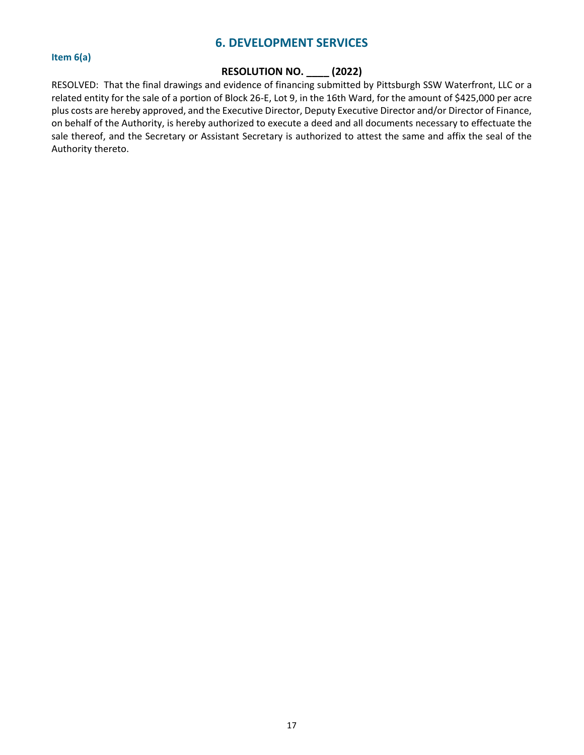## 6. DEVELOPMENT SERVICES

**Item 6(a)**

**RESOLUTION NO. ____ (2022)**

RESOLVED: That the final drawings and evidence of financing submitted by Pittsburgh SSW Waterfront, LLC or a related entity for the sale of a portion of Block 26-E, Lot 9, in the 16th Ward, for the amount of $425,000 per acre plus costs are hereby approved, and the Executive Director, Deputy Executive Director and/or Director of Finance, on behalf of the Authority, is hereby authorized to execute a deed and all documents necessary to effectuate the sale thereof, and the Secretary or Assistant Secretary is authorized to attest the same and affix the seal of the Authority thereto.